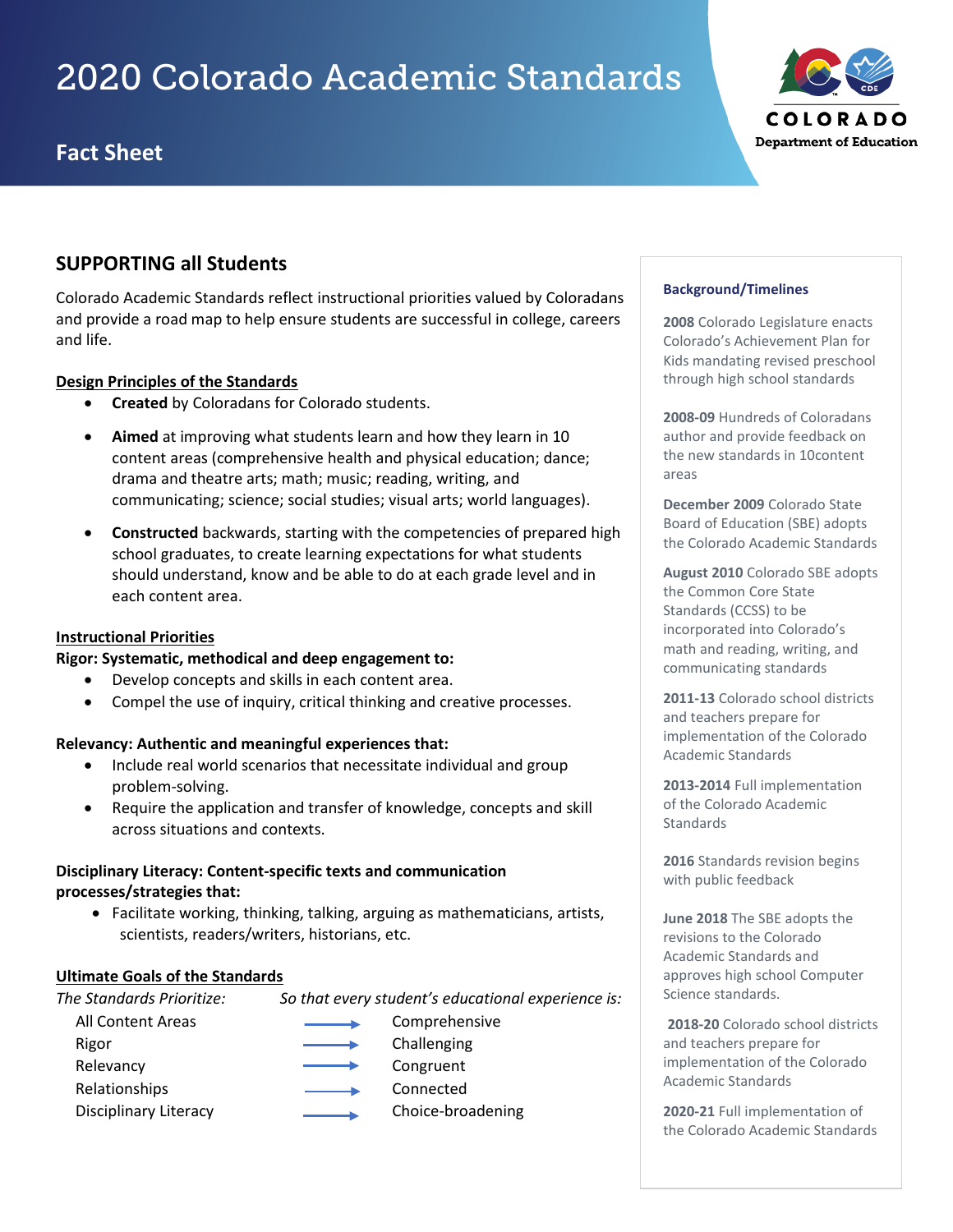# 2020 Colorado Academic Standards

## Fact Sheet

COLORADO Department of Education

## SUPPORTING all Students

Colorado Academic Standards reflect instructional priorities valued by Coloradans and provide a road map to help ensure students are successful in college, careers and life.

### Design Principles of the Standards

- **Created** by Coloradans for Colorado students.
- **Aimed** at improving what students learn and how they learn in 10 content areas (comprehensive health and physical education; dance; drama and theatre arts; math; music; reading, writing, and communicating; science; social studies; visual arts; world languages).
- **Constructed** backwards, starting with the competencies of prepared high school graduates, to create learning expectations for what students should understand, know and be able to do at each grade level and in each content area.

### Instructional Priorities

**Rigor: Systematic, methodical and deep engagement to:**

- Develop concepts and skills in each content area.
- Compel the use of inquiry, critical thinking and creative processes.

**Relevancy: Authentic and meaningful experiences that:**

- Include real world scenarios that necessitate individual and group problem-solving.
- Require the application and transfer of knowledge, concepts and skill across situations and contexts.

**Disciplinary Literacy: Content-specific texts and communication processes/strategies that:**

- Facilitate working, thinking, talking, arguing as mathematicians, artists, scientists, readers/writers, historians, etc.

### Ultimate Goals of the Standards

| *The Standards Prioritize:* | | *So that every student's educational experience is:* |
|---|---|---|
| All Content Areas | → | Comprehensive |
| Rigor | → | Challenging |
| Relevancy | → | Congruent |
| Relationships | → | Connected |
| Disciplinary Literacy | → | Choice-broadening |

### Background/Timelines

**2008** Colorado Legislature enacts Colorado's Achievement Plan for Kids mandating revised preschool through high school standards

**2008-09** Hundreds of Coloradans author and provide feedback on the new standards in 10content areas

**December 2009** Colorado State Board of Education (SBE) adopts the Colorado Academic Standards

**August 2010** Colorado SBE adopts the Common Core State Standards (CCSS) to be incorporated into Colorado's math and reading, writing, and communicating standards

**2011-13** Colorado school districts and teachers prepare for implementation of the Colorado Academic Standards

**2013-2014** Full implementation of the Colorado Academic Standards

**2016** Standards revision begins with public feedback

**June 2018** The SBE adopts the revisions to the Colorado Academic Standards and approves high school Computer Science standards.

**2018-20** Colorado school districts and teachers prepare for implementation of the Colorado Academic Standards

**2020-21** Full implementation of the Colorado Academic Standards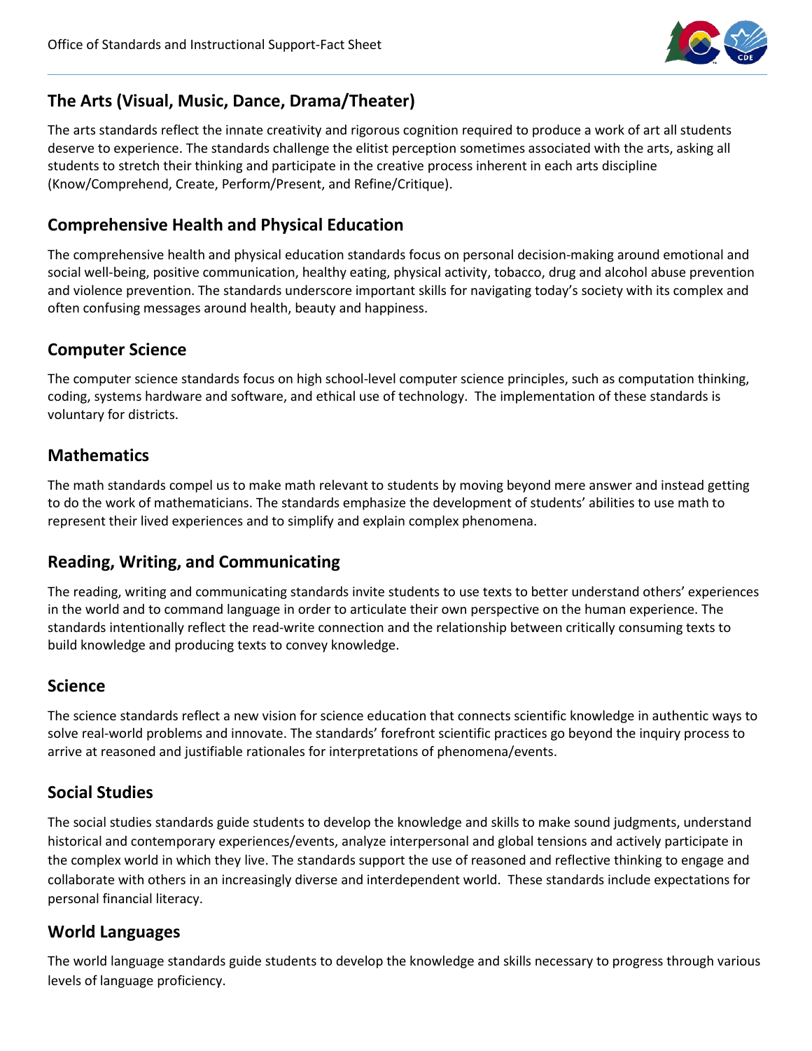## The Arts (Visual, Music, Dance, Drama/Theater)

The arts standards reflect the innate creativity and rigorous cognition required to produce a work of art all students deserve to experience. The standards challenge the elitist perception sometimes associated with the arts, asking all students to stretch their thinking and participate in the creative process inherent in each arts discipline (Know/Comprehend, Create, Perform/Present, and Refine/Critique).

## Comprehensive Health and Physical Education

The comprehensive health and physical education standards focus on personal decision-making around emotional and social well-being, positive communication, healthy eating, physical activity, tobacco, drug and alcohol abuse prevention and violence prevention. The standards underscore important skills for navigating today's society with its complex and often confusing messages around health, beauty and happiness.

## Computer Science

The computer science standards focus on high school-level computer science principles, such as computation thinking, coding, systems hardware and software, and ethical use of technology. The implementation of these standards is voluntary for districts.

## Mathematics

The math standards compel us to make math relevant to students by moving beyond mere answer and instead getting to do the work of mathematicians. The standards emphasize the development of students' abilities to use math to represent their lived experiences and to simplify and explain complex phenomena.

## Reading, Writing, and Communicating

The reading, writing and communicating standards invite students to use texts to better understand others' experiences in the world and to command language in order to articulate their own perspective on the human experience. The standards intentionally reflect the read-write connection and the relationship between critically consuming texts to build knowledge and producing texts to convey knowledge.

## Science

The science standards reflect a new vision for science education that connects scientific knowledge in authentic ways to solve real-world problems and innovate. The standards' forefront scientific practices go beyond the inquiry process to arrive at reasoned and justifiable rationales for interpretations of phenomena/events.

## Social Studies

The social studies standards guide students to develop the knowledge and skills to make sound judgments, understand historical and contemporary experiences/events, analyze interpersonal and global tensions and actively participate in the complex world in which they live. The standards support the use of reasoned and reflective thinking to engage and collaborate with others in an increasingly diverse and interdependent world. These standards include expectations for personal financial literacy.

## World Languages

The world language standards guide students to develop the knowledge and skills necessary to progress through various levels of language proficiency.